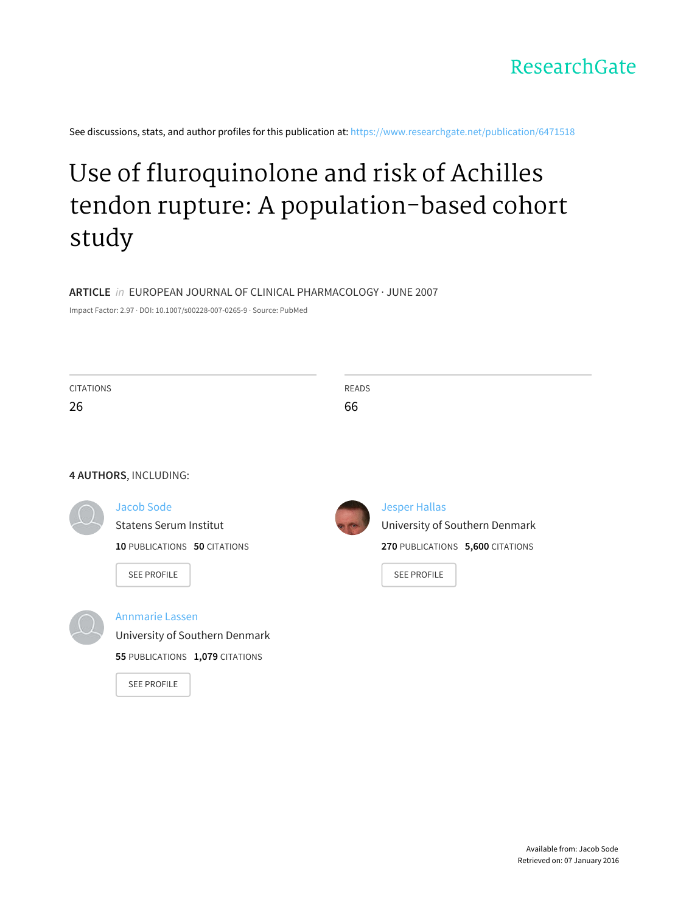ResearchGate

See discussions, stats, and author profiles for this publication at: https://www.researchgate.net/publication/6471518

# Use of fluroquinolone and risk of Achilles tendon rupture: A population-based cohort study

**ARTICLE** *in* EUROPEAN JOURNAL OF CLINICAL PHARMACOLOGY · JUNE 2007

Impact Factor: 2.97 · DOI: 10.1007/s00228-007-0265-9 · Source: PubMed

CITATIONS
26

READS
66

**4 AUTHORS**, INCLUDING:

Jacob Sode
Statens Serum Institut
**10** PUBLICATIONS **50** CITATIONS
SEE PROFILE

Jesper Hallas
University of Southern Denmark
**270** PUBLICATIONS **5,600** CITATIONS
SEE PROFILE

Annmarie Lassen
University of Southern Denmark
**55** PUBLICATIONS **1,079** CITATIONS
SEE PROFILE

Available from: Jacob Sode
Retrieved on: 07 January 2016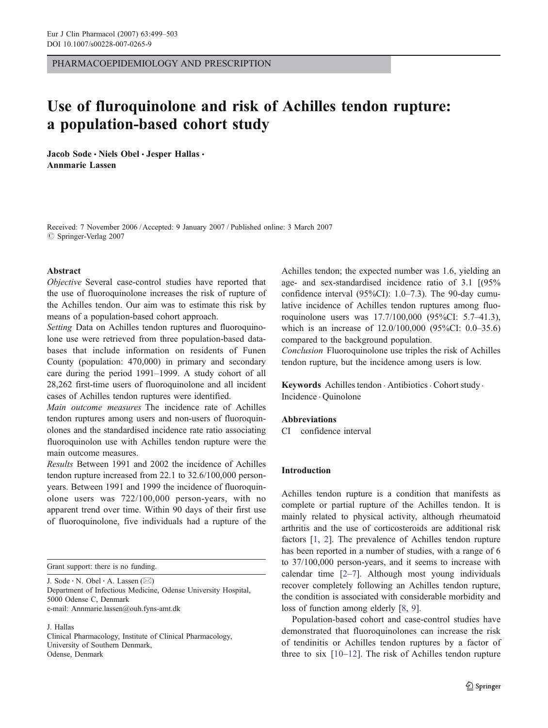# Use of fluroquinolone and risk of Achilles tendon rupture: a population-based cohort study

**Jacob Sode · Niels Obel · Jesper Hallas · Annmarie Lassen**

Received: 7 November 2006 / Accepted: 9 January 2007 / Published online: 3 March 2007
© Springer-Verlag 2007

**Abstract**

*Objective* Several case-control studies have reported that the use of fluoroquinolone increases the risk of rupture of the Achilles tendon. Our aim was to estimate this risk by means of a population-based cohort approach.

*Setting* Data on Achilles tendon ruptures and fluoroquinolone use were retrieved from three population-based databases that include information on residents of Funen County (population: 470,000) in primary and secondary care during the period 1991–1999. A study cohort of all 28,262 first-time users of fluoroquinolone and all incident cases of Achilles tendon ruptures were identified.

*Main outcome measures* The incidence rate of Achilles tendon ruptures among users and non-users of fluoroquinolones and the standardised incidence rate ratio associating fluoroquinolon use with Achilles tendon rupture were the main outcome measures.

*Results* Between 1991 and 2002 the incidence of Achilles tendon rupture increased from 22.1 to 32.6/100,000 person-years. Between 1991 and 1999 the incidence of fluoroquinolone users was 722/100,000 person-years, with no apparent trend over time. Within 90 days of their first use of fluoroquinolone, five individuals had a rupture of the Achilles tendon; the expected number was 1.6, yielding an age- and sex-standardised incidence ratio of 3.1 [(95% confidence interval (95%CI): 1.0–7.3). The 90-day cumulative incidence of Achilles tendon ruptures among fluoroquinolone users was 17.7/100,000 (95%CI: 5.7–41.3), which is an increase of 12.0/100,000 (95%CI: 0.0–35.6) compared to the background population.

*Conclusion* Fluoroquinolone use triples the risk of Achilles tendon rupture, but the incidence among users is low.

**Keywords** Achilles tendon · Antibiotics · Cohort study · Incidence · Quinolone

**Abbreviations**

CI confidence interval

Grant support: there is no funding.

J. Sode · N. Obel · A. Lassen (✉)
Department of Infectious Medicine, Odense University Hospital, 5000 Odense C, Denmark
e-mail: Annmarie.lassen@ouh.fyns-amt.dk

J. Hallas
Clinical Pharmacology, Institute of Clinical Pharmacology, University of Southern Denmark, Odense, Denmark

## Introduction

Achilles tendon rupture is a condition that manifests as complete or partial rupture of the Achilles tendon. It is mainly related to physical activity, although rheumatoid arthritis and the use of corticosteroids are additional risk factors [1, 2]. The prevalence of Achilles tendon rupture has been reported in a number of studies, with a range of 6 to 37/100,000 person-years, and it seems to increase with calendar time [2–7]. Although most young individuals recover completely following an Achilles tendon rupture, the condition is associated with considerable morbidity and loss of function among elderly [8, 9].

Population-based cohort and case-control studies have demonstrated that fluoroquinolones can increase the risk of tendinitis or Achilles tendon ruptures by a factor of three to six [10–12]. The risk of Achilles tendon rupture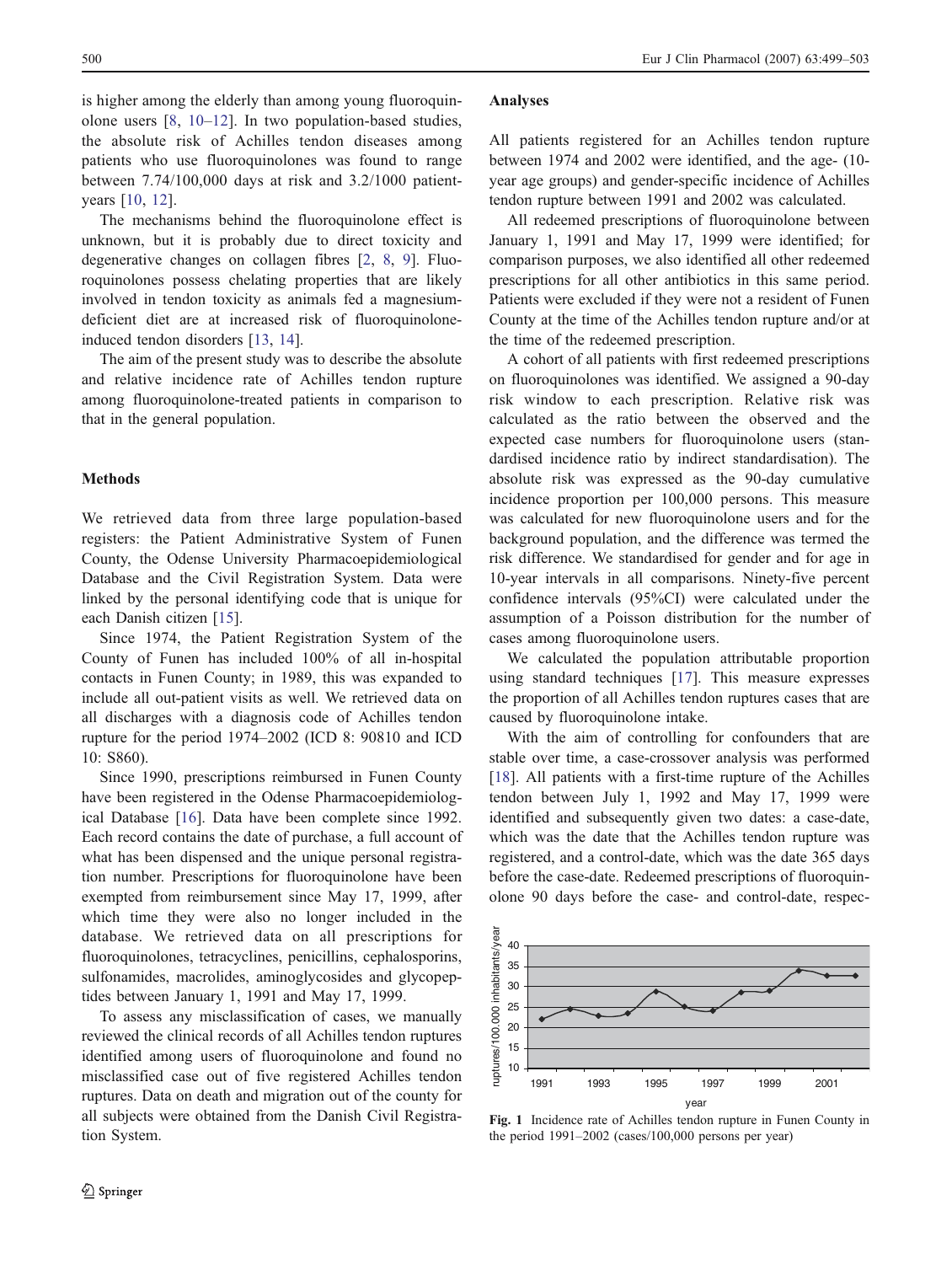is higher among the elderly than among young fluoroquinolone users [8, 10–12]. In two population-based studies, the absolute risk of Achilles tendon diseases among patients who use fluoroquinolones was found to range between 7.74/100,000 days at risk and 3.2/1000 patient-years [10, 12].

The mechanisms behind the fluoroquinolone effect is unknown, but it is probably due to direct toxicity and degenerative changes on collagen fibres [2, 8, 9]. Fluoroquinolones possess chelating properties that are likely involved in tendon toxicity as animals fed a magnesium-deficient diet are at increased risk of fluoroquinolone-induced tendon disorders [13, 14].

The aim of the present study was to describe the absolute and relative incidence rate of Achilles tendon rupture among fluoroquinolone-treated patients in comparison to that in the general population.

## Methods

We retrieved data from three large population-based registers: the Patient Administrative System of Funen County, the Odense University Pharmacoepidemiological Database and the Civil Registration System. Data were linked by the personal identifying code that is unique for each Danish citizen [15].

Since 1974, the Patient Registration System of the County of Funen has included 100% of all in-hospital contacts in Funen County; in 1989, this was expanded to include all out-patient visits as well. We retrieved data on all discharges with a diagnosis code of Achilles tendon rupture for the period 1974–2002 (ICD 8: 90810 and ICD 10: S860).

Since 1990, prescriptions reimbursed in Funen County have been registered in the Odense Pharmacoepidemiological Database [16]. Data have been complete since 1992. Each record contains the date of purchase, a full account of what has been dispensed and the unique personal registration number. Prescriptions for fluoroquinolone have been exempted from reimbursement since May 17, 1999, after which time they were also no longer included in the database. We retrieved data on all prescriptions for fluoroquinolones, tetracyclines, penicillins, cephalosporins, sulfonamides, macrolides, aminoglycosides and glycopeptides between January 1, 1991 and May 17, 1999.

To assess any misclassification of cases, we manually reviewed the clinical records of all Achilles tendon ruptures identified among users of fluoroquinolone and found no misclassified case out of five registered Achilles tendon ruptures. Data on death and migration out of the county for all subjects were obtained from the Danish Civil Registration System.

### Analyses

All patients registered for an Achilles tendon rupture between 1974 and 2002 were identified, and the age- (10-year age groups) and gender-specific incidence of Achilles tendon rupture between 1991 and 2002 was calculated.

All redeemed prescriptions of fluoroquinolone between January 1, 1991 and May 17, 1999 were identified; for comparison purposes, we also identified all other redeemed prescriptions for all other antibiotics in this same period. Patients were excluded if they were not a resident of Funen County at the time of the Achilles tendon rupture and/or at the time of the redeemed prescription.

A cohort of all patients with first redeemed prescriptions on fluoroquinolones was identified. We assigned a 90-day risk window to each prescription. Relative risk was calculated as the ratio between the observed and the expected case numbers for fluoroquinolone users (standardised incidence ratio by indirect standardisation). The absolute risk was expressed as the 90-day cumulative incidence proportion per 100,000 persons. This measure was calculated for new fluoroquinolone users and for the background population, and the difference was termed the risk difference. We standardised for gender and for age in 10-year intervals in all comparisons. Ninety-five percent confidence intervals (95%CI) were calculated under the assumption of a Poisson distribution for the number of cases among fluoroquinolone users.

We calculated the population attributable proportion using standard techniques [17]. This measure expresses the proportion of all Achilles tendon ruptures cases that are caused by fluoroquinolone intake.

With the aim of controlling for confounders that are stable over time, a case-crossover analysis was performed [18]. All patients with a first-time rupture of the Achilles tendon between July 1, 1992 and May 17, 1999 were identified and subsequently given two dates: a case-date, which was the date that the Achilles tendon rupture was registered, and a control-date, which was the date 365 days before the case-date. Redeemed prescriptions of fluoroquinolone 90 days before the case- and control-date, respec-

Fig. 1 Incidence rate of Achilles tendon rupture in Funen County in the period 1991–2002 (cases/100,000 persons per year)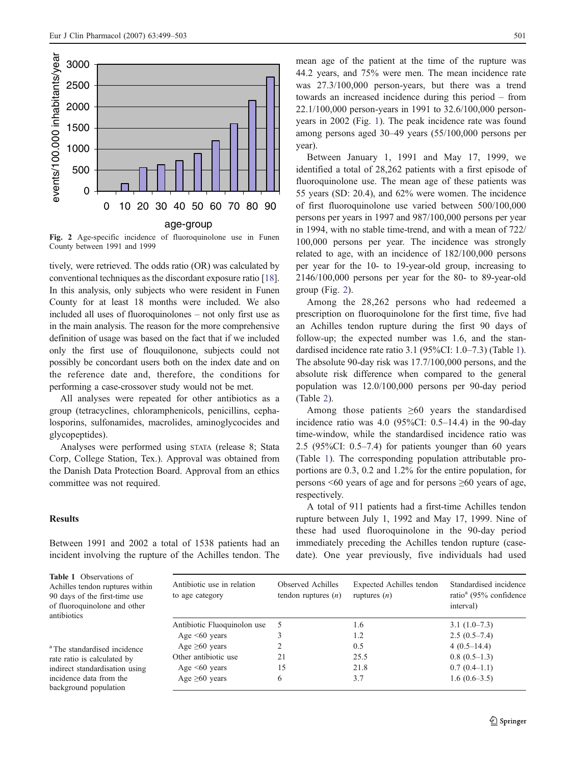Fig. 2 Age-specific incidence of fluoroquinolone use in Funen County between 1991 and 1999

tively, were retrieved. The odds ratio (OR) was calculated by conventional techniques as the discordant exposure ratio [18]. In this analysis, only subjects who were resident in Funen County for at least 18 months were included. We also included all uses of fluoroquinolones – not only first use as in the main analysis. The reason for the more comprehensive definition of usage was based on the fact that if we included only the first use of flouquilonone, subjects could not possibly be concordant users both on the index date and on the reference date and, therefore, the conditions for performing a case-crossover study would not be met.

All analyses were repeated for other antibiotics as a group (tetracyclines, chloramphenicols, penicillins, cephalosporins, sulfonamides, macrolides, aminoglycocides and glycopeptides).

Analyses were performed using STATA (release 8; Stata Corp, College Station, Tex.). Approval was obtained from the Danish Data Protection Board. Approval from an ethics committee was not required.

## Results

Between 1991 and 2002 a total of 1538 patients had an incident involving the rupture of the Achilles tendon. The mean age of the patient at the time of the rupture was 44.2 years, and 75% were men. The mean incidence rate was 27.3/100,000 person-years, but there was a trend towards an increased incidence during this period – from 22.1/100,000 person-years in 1991 to 32.6/100,000 person-years in 2002 (Fig. 1). The peak incidence rate was found among persons aged 30–49 years (55/100,000 persons per year).

Between January 1, 1991 and May 17, 1999, we identified a total of 28,262 patients with a first episode of fluoroquinolone use. The mean age of these patients was 55 years (SD: 20.4), and 62% were women. The incidence of first fluoroquinolone use varied between 500/100,000 persons per years in 1997 and 987/100,000 persons per year in 1994, with no stable time-trend, and with a mean of 722/100,000 persons per year. The incidence was strongly related to age, with an incidence of 182/100,000 persons per year for the 10- to 19-year-old group, increasing to 2146/100,000 persons per year for the 80- to 89-year-old group (Fig. 2).

Among the 28,262 persons who had redeemed a prescription on fluoroquinolone for the first time, five had an Achilles tendon rupture during the first 90 days of follow-up; the expected number was 1.6, and the standardised incidence rate ratio 3.1 (95%CI: 1.0–7.3) (Table 1). The absolute 90-day risk was 17.7/100,000 persons, and the absolute risk difference when compared to the general population was 12.0/100,000 persons per 90-day period (Table 2).

Among those patients ≥60 years the standardised incidence ratio was 4.0 (95%CI: 0.5–14.4) in the 90-day time-window, while the standardised incidence ratio was 2.5 (95%CI: 0.5–7.4) for patients younger than 60 years (Table 1). The corresponding population attributable proportions are 0.3, 0.2 and 1.2% for the entire population, for persons <60 years of age and for persons ≥60 years of age, respectively.

A total of 911 patients had a first-time Achilles tendon rupture between July 1, 1992 and May 17, 1999. Nine of these had used fluoroquinolone in the 90-day period immediately preceding the Achilles tendon rupture (case-date). One year previously, five individuals had used

Table 1 Observations of Achilles tendon ruptures within 90 days of the first-time use of fluoroquinolone and other antibiotics

| Antibiotic use in relation to age category | Observed Achilles tendon ruptures (*n*) | Expected Achilles tendon ruptures (*n*) | Standardised incidence ratio[a] (95% confidence interval) |
|---|---|---|---|
| Antibiotic Fluoquinolon use | 5 | 1.6 | 3.1 (1.0–7.3) |
| Age <60 years | 3 | 1.2 | 2.5 (0.5–7.4) |
| Age ≥60 years | 2 | 0.5 | 4 (0.5–14.4) |
| Other antibiotic use | 21 | 25.5 | 0.8 (0.5–1.3) |
| Age <60 years | 15 | 21.8 | 0.7 (0.4–1.1) |
| Age ≥60 years | 6 | 3.7 | 1.6 (0.6–3.5) |

[a] The standardised incidence rate ratio is calculated by indirect standardisation using incidence data from the background population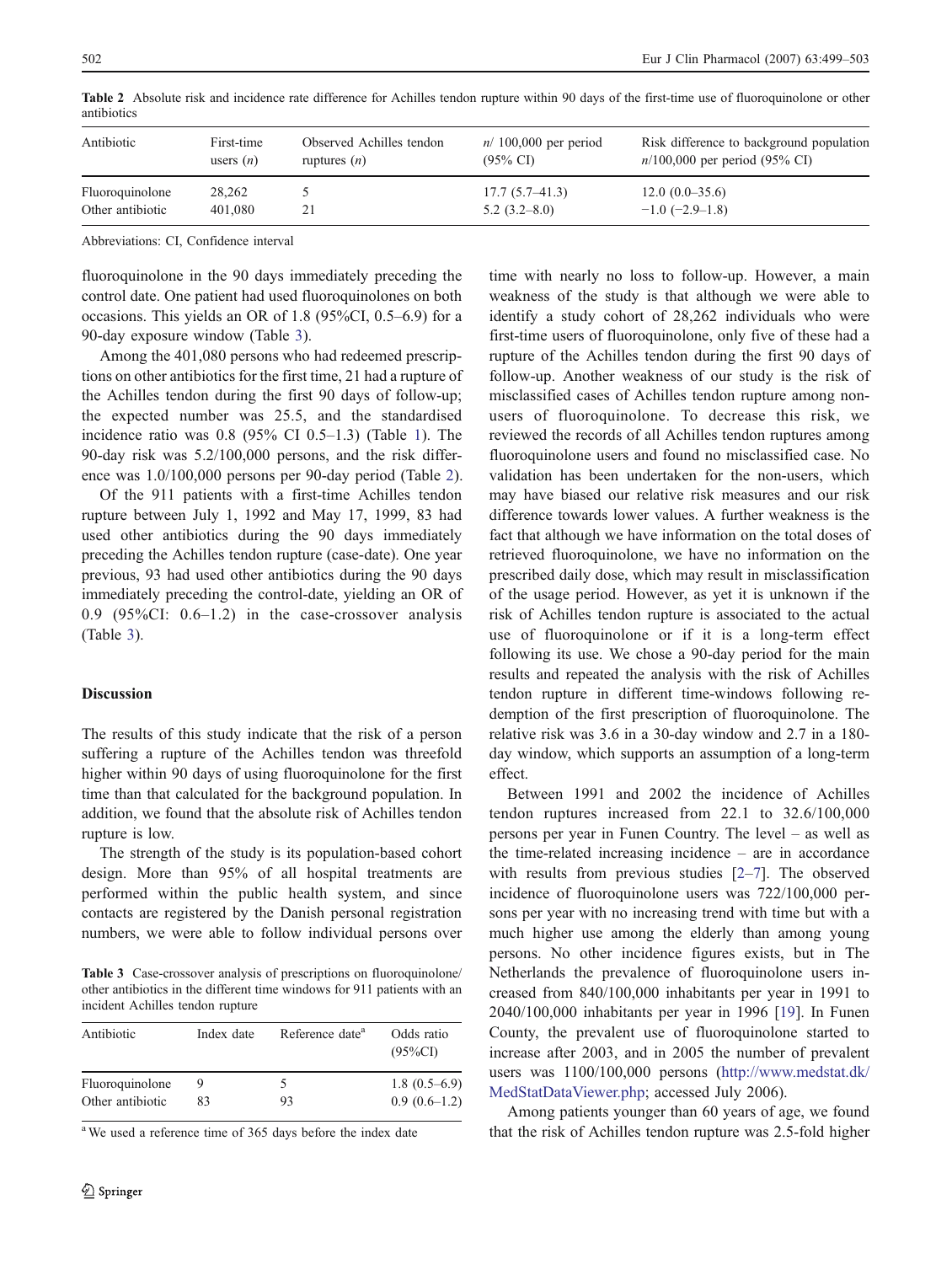Table 2 Absolute risk and incidence rate difference for Achilles tendon rupture within 90 days of the first-time use of fluoroquinolone or other antibiotics

| Antibiotic | First-time users ($n$) | Observed Achilles tendon ruptures ($n$) | $n$/ 100,000 per period (95% CI) | Risk difference to background population $n$/100,000 per period (95% CI) |
|---|---|---|---|---|
| Fluoroquinolone | 28,262 | 5 | 17.7 (5.7–41.3) | 12.0 (0.0–35.6) |
| Other antibiotic | 401,080 | 21 | 5.2 (3.2–8.0) | −1.0 (−2.9–1.8) |

Abbreviations: CI, Confidence interval

fluoroquinolone in the 90 days immediately preceding the control date. One patient had used fluoroquinolones on both occasions. This yields an OR of 1.8 (95%CI, 0.5–6.9) for a 90-day exposure window (Table 3).

Among the 401,080 persons who had redeemed prescriptions on other antibiotics for the first time, 21 had a rupture of the Achilles tendon during the first 90 days of follow-up; the expected number was 25.5, and the standardised incidence ratio was 0.8 (95% CI 0.5–1.3) (Table 1). The 90-day risk was 5.2/100,000 persons, and the risk difference was 1.0/100,000 persons per 90-day period (Table 2).

Of the 911 patients with a first-time Achilles tendon rupture between July 1, 1992 and May 17, 1999, 83 had used other antibiotics during the 90 days immediately preceding the Achilles tendon rupture (case-date). One year previous, 93 had used other antibiotics during the 90 days immediately preceding the control-date, yielding an OR of 0.9 (95%CI: 0.6–1.2) in the case-crossover analysis (Table 3).

## Discussion

The results of this study indicate that the risk of a person suffering a rupture of the Achilles tendon was threefold higher within 90 days of using fluoroquinolone for the first time than that calculated for the background population. In addition, we found that the absolute risk of Achilles tendon rupture is low.

The strength of the study is its population-based cohort design. More than 95% of all hospital treatments are performed within the public health system, and since contacts are registered by the Danish personal registration numbers, we were able to follow individual persons over time with nearly no loss to follow-up. However, a main weakness of the study is that although we were able to identify a study cohort of 28,262 individuals who were first-time users of fluoroquinolone, only five of these had a rupture of the Achilles tendon during the first 90 days of follow-up. Another weakness of our study is the risk of misclassified cases of Achilles tendon rupture among non-users of fluoroquinolone. To decrease this risk, we reviewed the records of all Achilles tendon ruptures among fluoroquinolone users and found no misclassified case. No validation has been undertaken for the non-users, which may have biased our relative risk measures and our risk difference towards lower values. A further weakness is the fact that although we have information on the total doses of retrieved fluoroquinolone, we have no information on the prescribed daily dose, which may result in misclassification of the usage period. However, as yet it is unknown if the risk of Achilles tendon rupture is associated to the actual use of fluoroquinolone or if it is a long-term effect following its use. We chose a 90-day period for the main results and repeated the analysis with the risk of Achilles tendon rupture in different time-windows following redemption of the first prescription of fluoroquinolone. The relative risk was 3.6 in a 30-day window and 2.7 in a 180-day window, which supports an assumption of a long-term effect.

Table 3 Case-crossover analysis of prescriptions on fluoroquinolone/other antibiotics in the different time windows for 911 patients with an incident Achilles tendon rupture

| Antibiotic | Index date | Reference date[a] | Odds ratio (95%CI) |
|---|---|---|---|
| Fluoroquinolone | 9 | 5 | 1.8 (0.5–6.9) |
| Other antibiotic | 83 | 93 | 0.9 (0.6–1.2) |

[a] We used a reference time of 365 days before the index date

Between 1991 and 2002 the incidence of Achilles tendon ruptures increased from 22.1 to 32.6/100,000 persons per year in Funen Country. The level – as well as the time-related increasing incidence – are in accordance with results from previous studies [2–7]. The observed incidence of fluoroquinolone users was 722/100,000 persons per year with no increasing trend with time but with a much higher use among the elderly than among young persons. No other incidence figures exists, but in The Netherlands the prevalence of fluoroquinolone users increased from 840/100,000 inhabitants per year in 1991 to 2040/100,000 inhabitants per year in 1996 [19]. In Funen County, the prevalent use of fluoroquinolone started to increase after 2003, and in 2005 the number of prevalent users was 1100/100,000 persons (http://www.medstat.dk/MedStatDataViewer.php; accessed July 2006).

Among patients younger than 60 years of age, we found that the risk of Achilles tendon rupture was 2.5-fold higher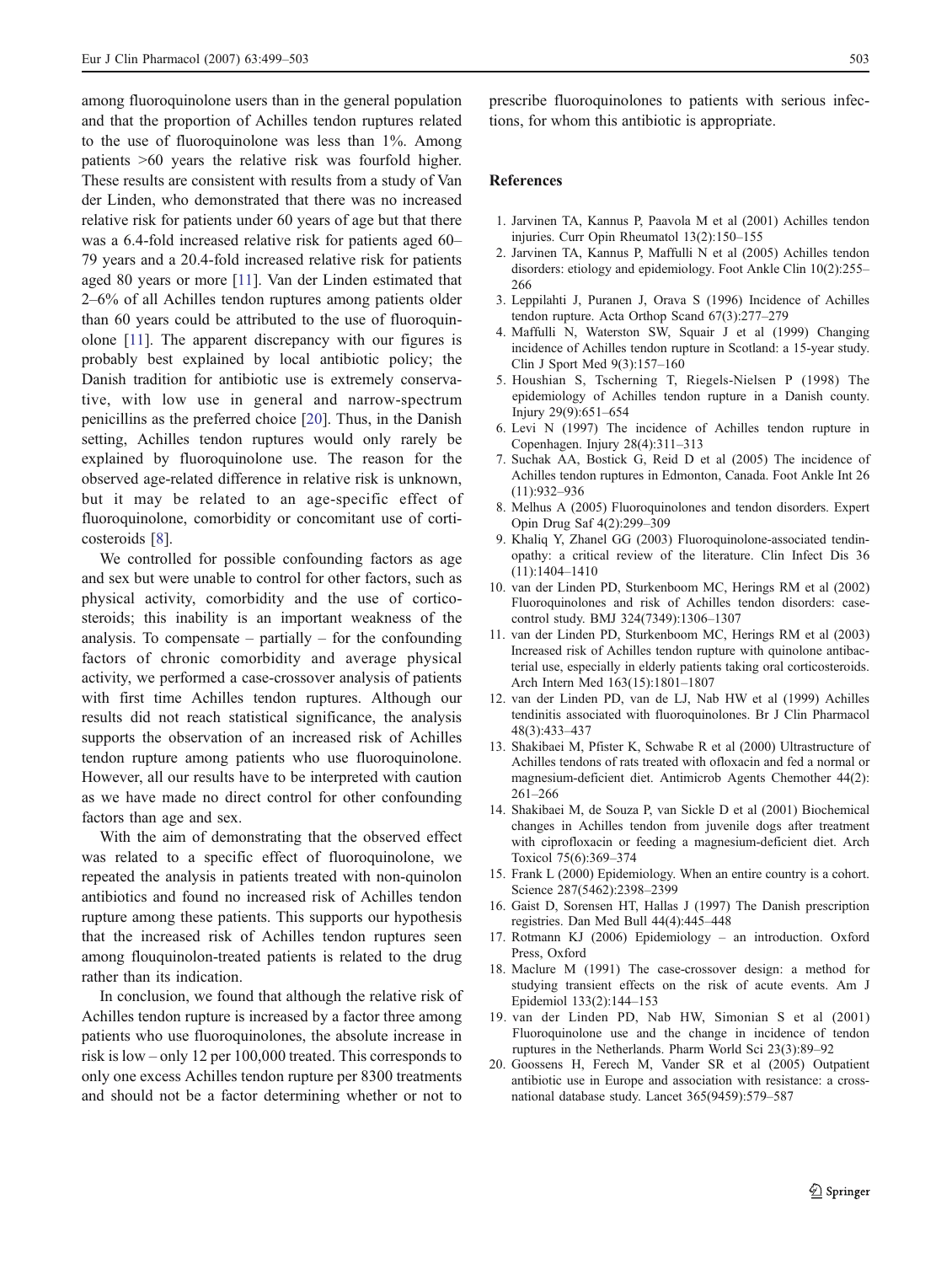among fluoroquinolone users than in the general population and that the proportion of Achilles tendon ruptures related to the use of fluoroquinolone was less than 1%. Among patients >60 years the relative risk was fourfold higher. These results are consistent with results from a study of Van der Linden, who demonstrated that there was no increased relative risk for patients under 60 years of age but that there was a 6.4-fold increased relative risk for patients aged 60–79 years and a 20.4-fold increased relative risk for patients aged 80 years or more [11]. Van der Linden estimated that 2–6% of all Achilles tendon ruptures among patients older than 60 years could be attributed to the use of fluoroquinolone [11]. The apparent discrepancy with our figures is probably best explained by local antibiotic policy; the Danish tradition for antibiotic use is extremely conservative, with low use in general and narrow-spectrum penicillins as the preferred choice [20]. Thus, in the Danish setting, Achilles tendon ruptures would only rarely be explained by fluoroquinolone use. The reason for the observed age-related difference in relative risk is unknown, but it may be related to an age-specific effect of fluoroquinolone, comorbidity or concomitant use of corticosteroids [8].

We controlled for possible confounding factors as age and sex but were unable to control for other factors, such as physical activity, comorbidity and the use of corticosteroids; this inability is an important weakness of the analysis. To compensate – partially – for the confounding factors of chronic comorbidity and average physical activity, we performed a case-crossover analysis of patients with first time Achilles tendon ruptures. Although our results did not reach statistical significance, the analysis supports the observation of an increased risk of Achilles tendon rupture among patients who use fluoroquinolone. However, all our results have to be interpreted with caution as we have made no direct control for other confounding factors than age and sex.

With the aim of demonstrating that the observed effect was related to a specific effect of fluoroquinolone, we repeated the analysis in patients treated with non-quinolon antibiotics and found no increased risk of Achilles tendon rupture among these patients. This supports our hypothesis that the increased risk of Achilles tendon ruptures seen among flouquinolon-treated patients is related to the drug rather than its indication.

In conclusion, we found that although the relative risk of Achilles tendon rupture is increased by a factor three among patients who use fluoroquinolones, the absolute increase in risk is low – only 12 per 100,000 treated. This corresponds to only one excess Achilles tendon rupture per 8300 treatments and should not be a factor determining whether or not to prescribe fluoroquinolones to patients with serious infections, for whom this antibiotic is appropriate.

## References

1. Jarvinen TA, Kannus P, Paavola M et al (2001) Achilles tendon injuries. Curr Opin Rheumatol 13(2):150–155
2. Jarvinen TA, Kannus P, Maffulli N et al (2005) Achilles tendon disorders: etiology and epidemiology. Foot Ankle Clin 10(2):255–266
3. Leppilahti J, Puranen J, Orava S (1996) Incidence of Achilles tendon rupture. Acta Orthop Scand 67(3):277–279
4. Maffulli N, Waterston SW, Squair J et al (1999) Changing incidence of Achilles tendon rupture in Scotland: a 15-year study. Clin J Sport Med 9(3):157–160
5. Houshian S, Tscherning T, Riegels-Nielsen P (1998) The epidemiology of Achilles tendon rupture in a Danish county. Injury 29(9):651–654
6. Levi N (1997) The incidence of Achilles tendon rupture in Copenhagen. Injury 28(4):311–313
7. Suchak AA, Bostick G, Reid D et al (2005) The incidence of Achilles tendon ruptures in Edmonton, Canada. Foot Ankle Int 26 (11):932–936
8. Melhus A (2005) Fluoroquinolones and tendon disorders. Expert Opin Drug Saf 4(2):299–309
9. Khaliq Y, Zhanel GG (2003) Fluoroquinolone-associated tendinopathy: a critical review of the literature. Clin Infect Dis 36 (11):1404–1410
10. van der Linden PD, Sturkenboom MC, Herings RM et al (2002) Fluoroquinolones and risk of Achilles tendon disorders: case-control study. BMJ 324(7349):1306–1307
11. van der Linden PD, Sturkenboom MC, Herings RM et al (2003) Increased risk of Achilles tendon rupture with quinolone antibacterial use, especially in elderly patients taking oral corticosteroids. Arch Intern Med 163(15):1801–1807
12. van der Linden PD, van de LJ, Nab HW et al (1999) Achilles tendinitis associated with fluoroquinolones. Br J Clin Pharmacol 48(3):433–437
13. Shakibaei M, Pfister K, Schwabe R et al (2000) Ultrastructure of Achilles tendons of rats treated with ofloxacin and fed a normal or magnesium-deficient diet. Antimicrob Agents Chemother 44(2): 261–266
14. Shakibaei M, de Souza P, van Sickle D et al (2001) Biochemical changes in Achilles tendon from juvenile dogs after treatment with ciprofloxacin or feeding a magnesium-deficient diet. Arch Toxicol 75(6):369–374
15. Frank L (2000) Epidemiology. When an entire country is a cohort. Science 287(5462):2398–2399
16. Gaist D, Sorensen HT, Hallas J (1997) The Danish prescription registries. Dan Med Bull 44(4):445–448
17. Rotmann KJ (2006) Epidemiology – an introduction. Oxford Press, Oxford
18. Maclure M (1991) The case-crossover design: a method for studying transient effects on the risk of acute events. Am J Epidemiol 133(2):144–153
19. van der Linden PD, Nab HW, Simonian S et al (2001) Fluoroquinolone use and the change in incidence of tendon ruptures in the Netherlands. Pharm World Sci 23(3):89–92
20. Goossens H, Ferech M, Vander SR et al (2005) Outpatient antibiotic use in Europe and association with resistance: a cross-national database study. Lancet 365(9459):579–587